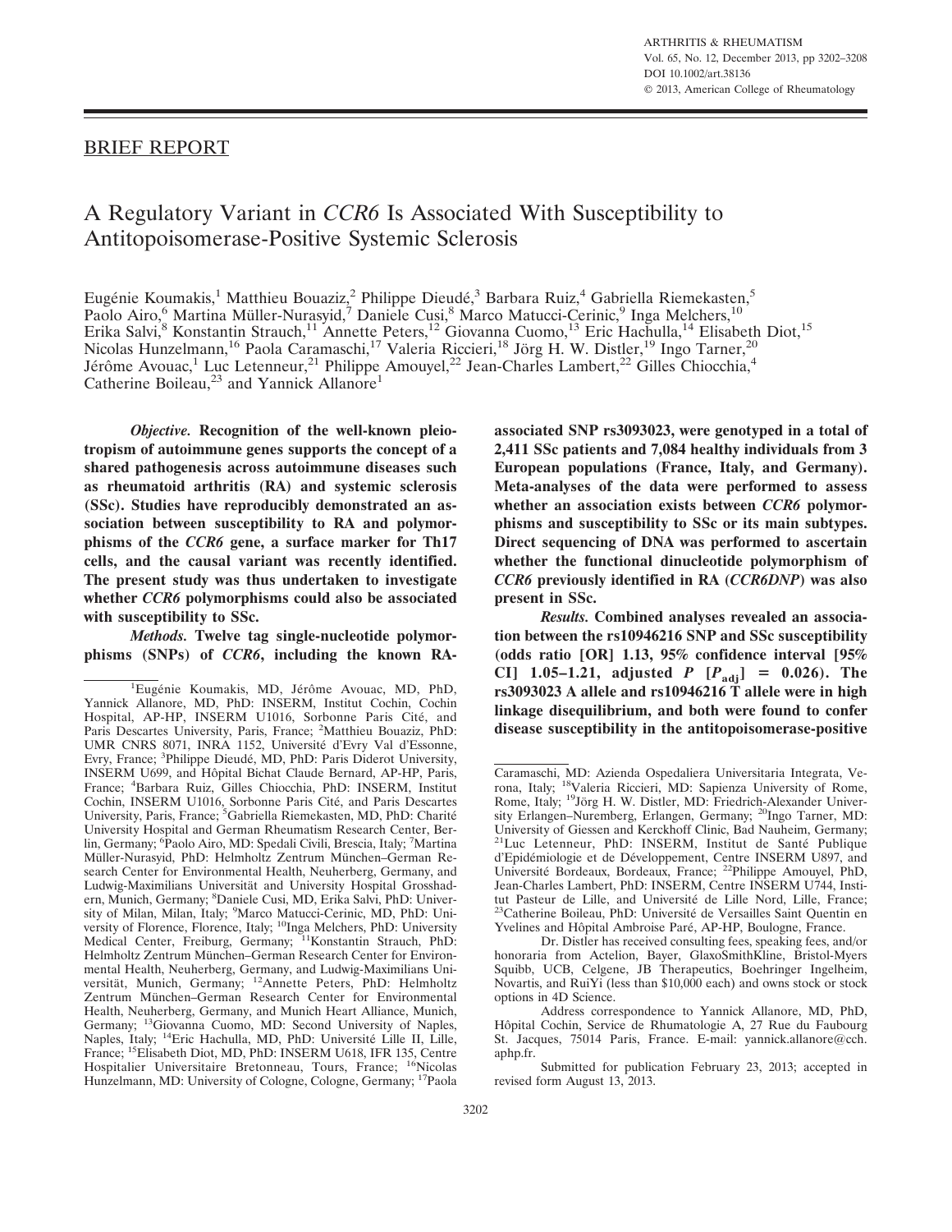## BRIEF REPORT

# A Regulatory Variant in *CCR6* Is Associated With Susceptibility to Antitopoisomerase-Positive Systemic Sclerosis

Eugénie Koumakis,[1] Matthieu Bouaziz,[2] Philippe Dieudé,[3] Barbara Ruiz,[4] Gabriella Riemekasten,[5] Paolo Airo,[6] Martina Müller-Nurasyid,[7] Daniele Cusi,[8] Marco Matucci-Cerinic,[9] Inga Melchers,[10] Erika Salvi,[8] Konstantin Strauch,[11] Annette Peters,[12] Giovanna Cuomo,[13] Eric Hachulla,[14] Elisabeth Diot,[15] Nicolas Hunzelmann,[16] Paola Caramaschi,[17] Valeria Riccieri,[18] Jörg H. W. Distler,[19] Ingo Tarner,[20] Jérôme Avouac,[1] Luc Letenneur,[21] Philippe Amouyel,[22] Jean-Charles Lambert,[22] Gilles Chiocchia,[4] Catherine Boileau,[23] and Yannick Allanore[1]

***Objective.*** **Recognition of the well-known pleiotropism of autoimmune genes supports the concept of a shared pathogenesis across autoimmune diseases such as rheumatoid arthritis (RA) and systemic sclerosis (SSc). Studies have reproducibly demonstrated an association between susceptibility to RA and polymorphisms of the *CCR6* gene, a surface marker for Th17 cells, and the causal variant was recently identified. The present study was thus undertaken to investigate whether *CCR6* polymorphisms could also be associated with susceptibility to SSc.**

***Methods.*** **Twelve tag single-nucleotide polymorphisms (SNPs) of *CCR6*, including the known RA-associated SNP rs3093023, were genotyped in a total of 2,411 SSc patients and 7,084 healthy individuals from 3 European populations (France, Italy, and Germany). Meta-analyses of the data were performed to assess whether an association exists between *CCR6* polymorphisms and susceptibility to SSc or its main subtypes. Direct sequencing of DNA was performed to ascertain whether the functional dinucleotide polymorphism of *CCR6* previously identified in RA (*CCR6DNP*) was also present in SSc.**

***Results.*** **Combined analyses revealed an association between the rs10946216 SNP and SSc susceptibility (odds ratio [OR] 1.13, 95% confidence interval [95% CI] 1.05–1.21, adjusted $P$ [$P_{adj}$] = 0.026). The rs3093023 A allele and rs10946216 T allele were in high linkage disequilibrium, and both were found to confer disease susceptibility in the antitopoisomerase-positive**

---

[1]Eugénie Koumakis, MD, Jérôme Avouac, MD, PhD, Yannick Allanore, MD, PhD: INSERM, Institut Cochin, Cochin Hospital, AP-HP, INSERM U1016, Sorbonne Paris Cité, and Paris Descartes University, Paris, France; [2]Matthieu Bouaziz, PhD: UMR CNRS 8071, INRA 1152, Université d'Evry Val d'Essonne, Evry, France; [3]Philippe Dieudé, MD, PhD: Paris Diderot University, INSERM U699, and Hôpital Bichat Claude Bernard, AP-HP, Paris, France; [4]Barbara Ruiz, Gilles Chiocchia, PhD: INSERM, Institut Cochin, INSERM U1016, Sorbonne Paris Cité, and Paris Descartes University, Paris, France; [5]Gabriella Riemekasten, MD, PhD: Charité University Hospital and German Rheumatism Research Center, Berlin, Germany; [6]Paolo Airo, MD: Spedali Civili, Brescia, Italy; [7]Martina Müller-Nurasyid, PhD: Helmholtz Zentrum München–German Research Center for Environmental Health, Neuherberg, Germany, and Ludwig-Maximilians Universität and University Hospital Grosshadern, Munich, Germany; [8]Daniele Cusi, MD, Erika Salvi, PhD: University of Milan, Milan, Italy; [9]Marco Matucci-Cerinic, MD, PhD: University of Florence, Florence, Italy; [10]Inga Melchers, PhD: University Medical Center, Freiburg, Germany; [11]Konstantin Strauch, PhD: Helmholtz Zentrum München–German Research Center for Environmental Health, Neuherberg, Germany, and Ludwig-Maximilians Universität, Munich, Germany; [12]Annette Peters, PhD: Helmholtz Zentrum München–German Research Center for Environmental Health, Neuherberg, Germany, and Munich Heart Alliance, Munich, Germany; [13]Giovanna Cuomo, MD: Second University of Naples, Naples, Italy; [14]Eric Hachulla, MD, PhD: Université Lille II, Lille, France; [15]Elisabeth Diot, MD, PhD: INSERM U618, IFR 135, Centre Hospitalier Universitaire Bretonneau, Tours, France; [16]Nicolas Hunzelmann, MD: University of Cologne, Cologne, Germany; [17]Paola Caramaschi, MD: Azienda Ospedaliera Universitaria Integrata, Verona, Italy; [18]Valeria Riccieri, MD: Sapienza University of Rome, Rome, Italy; [19]Jörg H. W. Distler, MD: Friedrich-Alexander University Erlangen–Nuremberg, Erlangen, Germany; [20]Ingo Tarner, MD: University of Giessen and Kerckhoff Clinic, Bad Nauheim, Germany; [21]Luc Letenneur, PhD: INSERM, Institut de Santé Publique d'Epidémiologie et de Développement, Centre INSERM U897, and Université Bordeaux, Bordeaux, France; [22]Philippe Amouyel, PhD, Jean-Charles Lambert, PhD: INSERM, Centre INSERM U744, Institut Pasteur de Lille, and Université de Lille Nord, Lille, France; [23]Catherine Boileau, PhD: Université de Versailles Saint Quentin en Yvelines and Hôpital Ambroise Paré, AP-HP, Boulogne, France.

Dr. Distler has received consulting fees, speaking fees, and/or honoraria from Actelion, Bayer, GlaxoSmithKline, Bristol-Myers Squibb, UCB, Celgene, JB Therapeutics, Boehringer Ingelheim, Novartis, and RuiYi (less than $10,000 each) and owns stock or stock options in 4D Science.

Address correspondence to Yannick Allanore, MD, PhD, Hôpital Cochin, Service de Rhumatologie A, 27 Rue du Faubourg St. Jacques, 75014 Paris, France. E-mail: yannick.allanore@cch.aphp.fr.

Submitted for publication February 23, 2013; accepted in revised form August 13, 2013.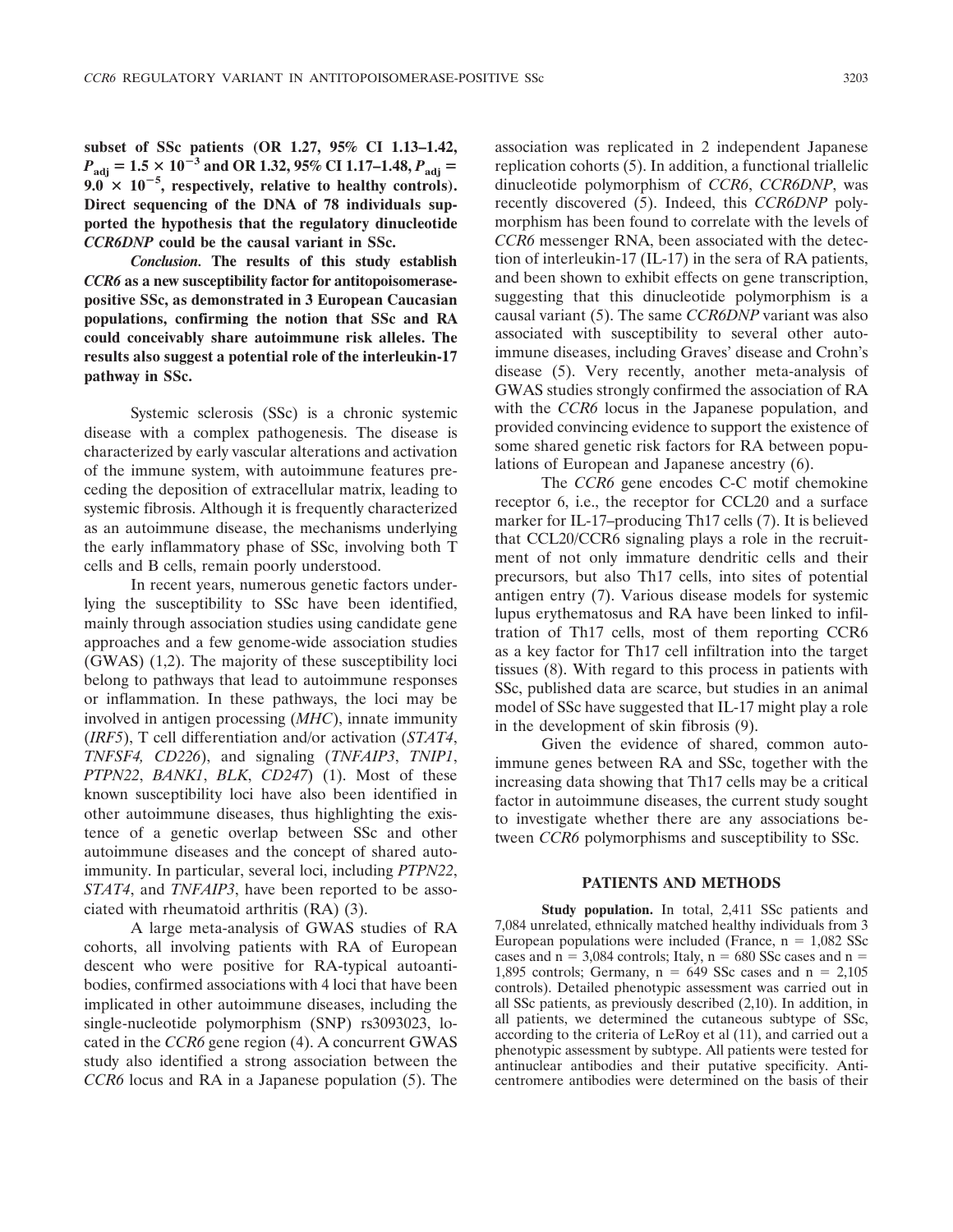**subset of SSc patients (OR 1.27, 95% CI 1.13–1.42, $P_{adj} = 1.5 \times 10^{-3}$ and OR 1.32, 95% CI 1.17–1.48, $P_{adj} = 9.0 \times 10^{-5}$, respectively, relative to healthy controls). Direct sequencing of the DNA of 78 individuals supported the hypothesis that the regulatory dinucleotide *CCR6DNP* could be the causal variant in SSc.**

***Conclusion.*** **The results of this study establish *CCR6* as a new susceptibility factor for antitopoisomerase-positive SSc, as demonstrated in 3 European Caucasian populations, confirming the notion that SSc and RA could conceivably share autoimmune risk alleles. The results also suggest a potential role of the interleukin-17 pathway in SSc.**

Systemic sclerosis (SSc) is a chronic systemic disease with a complex pathogenesis. The disease is characterized by early vascular alterations and activation of the immune system, with autoimmune features preceding the deposition of extracellular matrix, leading to systemic fibrosis. Although it is frequently characterized as an autoimmune disease, the mechanisms underlying the early inflammatory phase of SSc, involving both T cells and B cells, remain poorly understood.

In recent years, numerous genetic factors underlying the susceptibility to SSc have been identified, mainly through association studies using candidate gene approaches and a few genome-wide association studies (GWAS) (1,2). The majority of these susceptibility loci belong to pathways that lead to autoimmune responses or inflammation. In these pathways, the loci may be involved in antigen processing (*MHC*), innate immunity (*IRF5*), T cell differentiation and/or activation (*STAT4*, *TNFSF4, CD226*), and signaling (*TNFAIP3*, *TNIP1*, *PTPN22*, *BANK1*, *BLK*, *CD247*) (1). Most of these known susceptibility loci have also been identified in other autoimmune diseases, thus highlighting the existence of a genetic overlap between SSc and other autoimmune diseases and the concept of shared autoimmunity. In particular, several loci, including *PTPN22*, *STAT4*, and *TNFAIP3*, have been reported to be associated with rheumatoid arthritis (RA) (3).

A large meta-analysis of GWAS studies of RA cohorts, all involving patients with RA of European descent who were positive for RA-typical autoantibodies, confirmed associations with 4 loci that have been implicated in other autoimmune diseases, including the single-nucleotide polymorphism (SNP) rs3093023, located in the *CCR6* gene region (4). A concurrent GWAS study also identified a strong association between the *CCR6* locus and RA in a Japanese population (5). The association was replicated in 2 independent Japanese replication cohorts (5). In addition, a functional triallelic dinucleotide polymorphism of *CCR6*, *CCR6DNP*, was recently discovered (5). Indeed, this *CCR6DNP* polymorphism has been found to correlate with the levels of *CCR6* messenger RNA, been associated with the detection of interleukin-17 (IL-17) in the sera of RA patients, and been shown to exhibit effects on gene transcription, suggesting that this dinucleotide polymorphism is a causal variant (5). The same *CCR6DNP* variant was also associated with susceptibility to several other autoimmune diseases, including Graves' disease and Crohn's disease (5). Very recently, another meta-analysis of GWAS studies strongly confirmed the association of RA with the *CCR6* locus in the Japanese population, and provided convincing evidence to support the existence of some shared genetic risk factors for RA between populations of European and Japanese ancestry (6).

The *CCR6* gene encodes C-C motif chemokine receptor 6, i.e., the receptor for CCL20 and a surface marker for IL-17–producing Th17 cells (7). It is believed that CCL20/CCR6 signaling plays a role in the recruitment of not only immature dendritic cells and their precursors, but also Th17 cells, into sites of potential antigen entry (7). Various disease models for systemic lupus erythematosus and RA have been linked to infiltration of Th17 cells, most of them reporting CCR6 as a key factor for Th17 cell infiltration into the target tissues (8). With regard to this process in patients with SSc, published data are scarce, but studies in an animal model of SSc have suggested that IL-17 might play a role in the development of skin fibrosis (9).

Given the evidence of shared, common autoimmune genes between RA and SSc, together with the increasing data showing that Th17 cells may be a critical factor in autoimmune diseases, the current study sought to investigate whether there are any associations between *CCR6* polymorphisms and susceptibility to SSc.

## PATIENTS AND METHODS

**Study population.** In total, 2,411 SSc patients and 7,084 unrelated, ethnically matched healthy individuals from 3 European populations were included (France, n = 1,082 SSc cases and n = 3,084 controls; Italy, n = 680 SSc cases and n = 1,895 controls; Germany, n = 649 SSc cases and n = 2,105 controls). Detailed phenotypic assessment was carried out in all SSc patients, as previously described (2,10). In addition, in all patients, we determined the cutaneous subtype of SSc, according to the criteria of LeRoy et al (11), and carried out a phenotypic assessment by subtype. All patients were tested for antinuclear antibodies and their putative specificity. Anticentromere antibodies were determined on the basis of their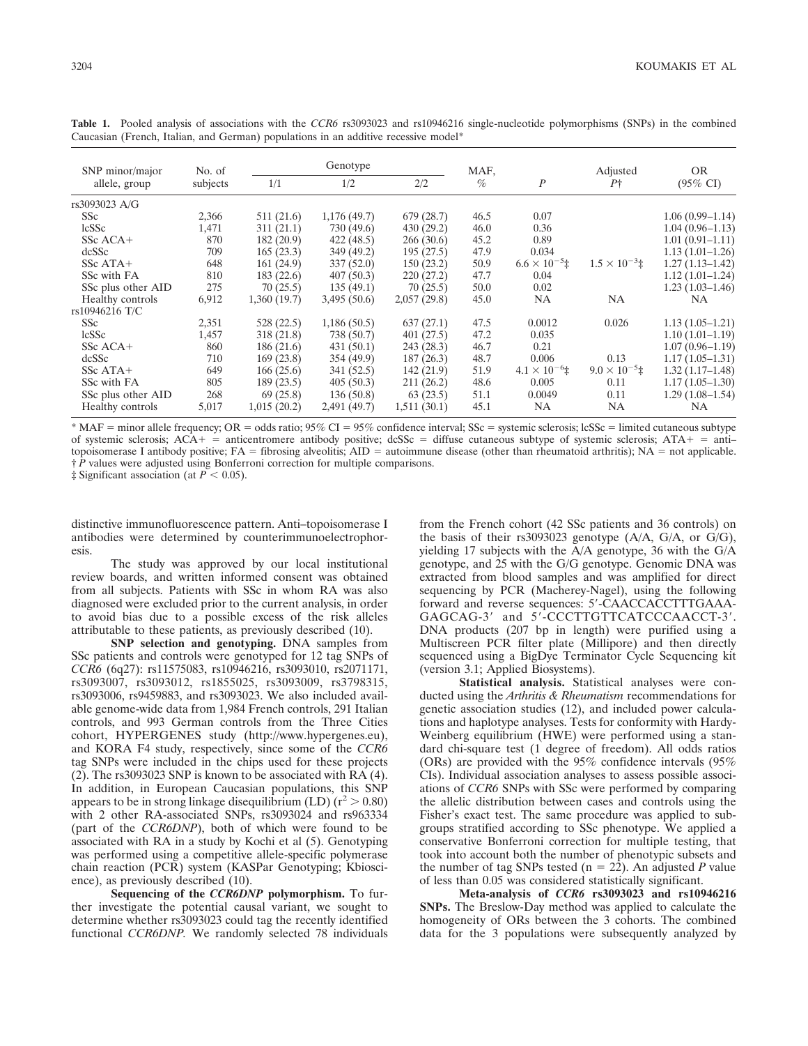**Table 1.** Pooled analysis of associations with the *CCR6* rs3093023 and rs10946216 single-nucleotide polymorphisms (SNPs) in the combined Caucasian (French, Italian, and German) populations in an additive recessive model*

| SNP minor/major allele, group | No. of subjects | Genotype | | | MAF, % | $P$ | Adjusted $P$† | OR (95% CI) |
|---|---|---|---|---|---|---|---|---|
| | | 1/1 | 1/2 | 2/2 | | | | |
| rs3093023 A/G | | | | | | | | |
| SSc | 2,366 | 511 (21.6) | 1,176 (49.7) | 679 (28.7) | 46.5 | 0.07 | | 1.06 (0.99–1.14) |
| lcSSc | 1,471 | 311 (21.1) | 730 (49.6) | 430 (29.2) | 46.0 | 0.36 | | 1.04 (0.96–1.13) |
| SSc ACA+ | 870 | 182 (20.9) | 422 (48.5) | 266 (30.6) | 45.2 | 0.89 | | 1.01 (0.91–1.11) |
| dcSSc | 709 | 165 (23.3) | 349 (49.2) | 195 (27.5) | 47.9 | 0.034 | | 1.13 (1.01–1.26) |
| SSc ATA+ | 648 | 161 (24.9) | 337 (52.0) | 150 (23.2) | 50.9 | $6.6 \times 10^{-5}$‡ | $1.5 \times 10^{-3}$‡ | 1.27 (1.13–1.42) |
| SSc with FA | 810 | 183 (22.6) | 407 (50.3) | 220 (27.2) | 47.7 | 0.04 | | 1.12 (1.01–1.24) |
| SSc plus other AID | 275 | 70 (25.5) | 135 (49.1) | 70 (25.5) | 50.0 | 0.02 | | 1.23 (1.03–1.46) |
| Healthy controls | 6,912 | 1,360 (19.7) | 3,495 (50.6) | 2,057 (29.8) | 45.0 | NA | NA | NA |
| rs10946216 T/C | | | | | | | | |
| SSc | 2,351 | 528 (22.5) | 1,186 (50.5) | 637 (27.1) | 47.5 | 0.0012 | 0.026 | 1.13 (1.05–1.21) |
| lcSSc | 1,457 | 318 (21.8) | 738 (50.7) | 401 (27.5) | 47.2 | 0.035 | | 1.10 (1.01–1.19) |
| SSc ACA+ | 860 | 186 (21.6) | 431 (50.1) | 243 (28.3) | 46.7 | 0.21 | | 1.07 (0.96–1.19) |
| dcSSc | 710 | 169 (23.8) | 354 (49.9) | 187 (26.3) | 48.7 | 0.006 | 0.13 | 1.17 (1.05–1.31) |
| SSc ATA+ | 649 | 166 (25.6) | 341 (52.5) | 142 (21.9) | 51.9 | $4.1 \times 10^{-6}$‡ | $9.0 \times 10^{-5}$‡ | 1.32 (1.17–1.48) |
| SSc with FA | 805 | 189 (23.5) | 405 (50.3) | 211 (26.2) | 48.6 | 0.005 | 0.11 | 1.17 (1.05–1.30) |
| SSc plus other AID | 268 | 69 (25.8) | 136 (50.8) | 63 (23.5) | 51.1 | 0.0049 | 0.11 | 1.29 (1.08–1.54) |
| Healthy controls | 5,017 | 1,015 (20.2) | 2,491 (49.7) | 1,511 (30.1) | 45.1 | NA | NA | NA |

* MAF = minor allele frequency; OR = odds ratio; 95% CI = 95% confidence interval; SSc = systemic sclerosis; lcSSc = limited cutaneous subtype of systemic sclerosis; ACA+ = anticentromere antibody positive; dcSSc = diffuse cutaneous subtype of systemic sclerosis; ATA+ = anti–topoisomerase I antibody positive; FA = fibrosing alveolitis; AID = autoimmune disease (other than rheumatoid arthritis); NA = not applicable.
† $P$ values were adjusted using Bonferroni correction for multiple comparisons.
‡ Significant association (at $P < 0.05$).

distinctive immunofluorescence pattern. Anti–topoisomerase I antibodies were determined by counterimmunoelectrophoresis.

The study was approved by our local institutional review boards, and written informed consent was obtained from all subjects. Patients with SSc in whom RA was also diagnosed were excluded prior to the current analysis, in order to avoid bias due to a possible excess of the risk alleles attributable to these patients, as previously described (10).

**SNP selection and genotyping.** DNA samples from SSc patients and controls were genotyped for 12 tag SNPs of *CCR6* (6q27): rs11575083, rs10946216, rs3093010, rs2071171, rs3093007, rs3093012, rs1855025, rs3093009, rs3798315, rs3093006, rs9459883, and rs3093023. We also included available genome-wide data from 1,984 French controls, 291 Italian controls, and 993 German controls from the Three Cities cohort, HYPERGENES study (http://www.hypergenes.eu), and KORA F4 study, respectively, since some of the *CCR6* tag SNPs were included in the chips used for these projects (2). The rs3093023 SNP is known to be associated with RA (4). In addition, in European Caucasian populations, this SNP appears to be in strong linkage disequilibrium (LD) ($r^2 > 0.80$) with 2 other RA-associated SNPs, rs3093024 and rs963334 (part of the *CCR6DNP*), both of which were found to be associated with RA in a study by Kochi et al (5). Genotyping was performed using a competitive allele-specific polymerase chain reaction (PCR) system (KASPar Genotyping; Kbioscience), as previously described (10).

**Sequencing of the *CCR6DNP* polymorphism.** To further investigate the potential causal variant, we sought to determine whether rs3093023 could tag the recently identified functional *CCR6DNP.* We randomly selected 78 individuals from the French cohort (42 SSc patients and 36 controls) on the basis of their rs3093023 genotype (A/A, G/A, or G/G), yielding 17 subjects with the A/A genotype, 36 with the G/A genotype, and 25 with the G/G genotype. Genomic DNA was extracted from blood samples and was amplified for direct sequencing by PCR (Macherey-Nagel), using the following forward and reverse sequences: 5′-CAACCACCTTTGAAA-GAGCAG-3′ and 5′-CCCTTGTTCATCCCAACCT-3′. DNA products (207 bp in length) were purified using a Multiscreen PCR filter plate (Millipore) and then directly sequenced using a BigDye Terminator Cycle Sequencing kit (version 3.1; Applied Biosystems).

**Statistical analysis.** Statistical analyses were conducted using the *Arthritis & Rheumatism* recommendations for genetic association studies (12), and included power calculations and haplotype analyses. Tests for conformity with Hardy-Weinberg equilibrium (HWE) were performed using a standard chi-square test (1 degree of freedom). All odds ratios (ORs) are provided with the 95% confidence intervals (95% CIs). Individual association analyses to assess possible associations of *CCR6* SNPs with SSc were performed by comparing the allelic distribution between cases and controls using the Fisher's exact test. The same procedure was applied to subgroups stratified according to SSc phenotype. We applied a conservative Bonferroni correction for multiple testing, that took into account both the number of phenotypic subsets and the number of tag SNPs tested ($n = 22$). An adjusted $P$ value of less than 0.05 was considered statistically significant.

**Meta-analysis of *CCR6* rs3093023 and rs10946216 SNPs.** The Breslow-Day method was applied to calculate the homogeneity of ORs between the 3 cohorts. The combined data for the 3 populations were subsequently analyzed by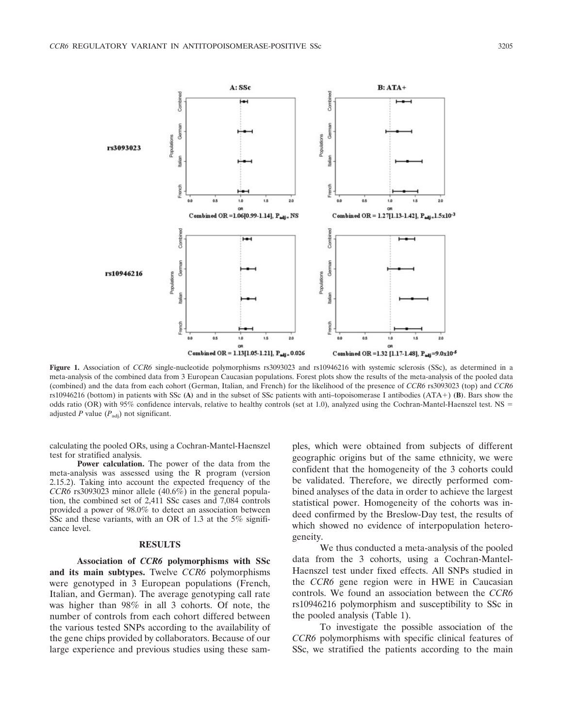**Figure 1.** Association of *CCR6* single-nucleotide polymorphisms rs3093023 and rs10946216 with systemic sclerosis (SSc), as determined in a meta-analysis of the combined data from 3 European Caucasian populations. Forest plots show the results of the meta-analysis of the pooled data (combined) and the data from each cohort (German, Italian, and French) for the likelihood of the presence of *CCR6* rs3093023 (top) and *CCR6* rs10946216 (bottom) in patients with SSc (**A**) and in the subset of SSc patients with anti–topoisomerase I antibodies (ATA+) (**B**). Bars show the odds ratio (OR) with 95% confidence intervals, relative to healthy controls (set at 1.0), analyzed using the Cochran-Mantel-Haenszel test. NS = adjusted *P* value ($P_{adj}$) not significant.

calculating the pooled ORs, using a Cochran-Mantel-Haenszel test for stratified analysis.

**Power calculation.** The power of the data from the meta-analysis was assessed using the R program (version 2.15.2). Taking into account the expected frequency of the *CCR6* rs3093023 minor allele (40.6%) in the general population, the combined set of 2,411 SSc cases and 7,084 controls provided a power of 98.0% to detect an association between SSc and these variants, with an OR of 1.3 at the 5% significance level.

## RESULTS

**Association of *CCR6* polymorphisms with SSc and its main subtypes.** Twelve *CCR6* polymorphisms were genotyped in 3 European populations (French, Italian, and German). The average genotyping call rate was higher than 98% in all 3 cohorts. Of note, the number of controls from each cohort differed between the various tested SNPs according to the availability of the gene chips provided by collaborators. Because of our large experience and previous studies using these samples, which were obtained from subjects of different geographic origins but of the same ethnicity, we were confident that the homogeneity of the 3 cohorts could be validated. Therefore, we directly performed combined analyses of the data in order to achieve the largest statistical power. Homogeneity of the cohorts was indeed confirmed by the Breslow-Day test, the results of which showed no evidence of interpopulation heterogeneity.

We thus conducted a meta-analysis of the pooled data from the 3 cohorts, using a Cochran-Mantel-Haenszel test under fixed effects. All SNPs studied in the *CCR6* gene region were in HWE in Caucasian controls. We found an association between the *CCR6* rs10946216 polymorphism and susceptibility to SSc in the pooled analysis (Table 1).

To investigate the possible association of the *CCR6* polymorphisms with specific clinical features of SSc, we stratified the patients according to the main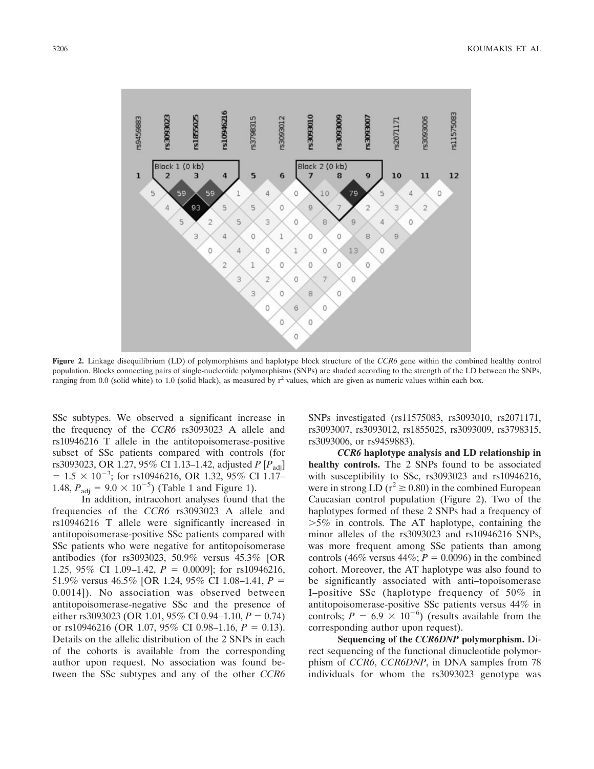**Figure 2.** Linkage disequilibrium (LD) of polymorphisms and haplotype block structure of the *CCR6* gene within the combined healthy control population. Blocks connecting pairs of single-nucleotide polymorphisms (SNPs) are shaded according to the strength of the LD between the SNPs, ranging from 0.0 (solid white) to 1.0 (solid black), as measured by $r^2$ values, which are given as numeric values within each box.

SSc subtypes. We observed a significant increase in the frequency of the *CCR6* rs3093023 A allele and rs10946216 T allele in the antitopoisomerase-positive subset of SSc patients compared with controls (for rs3093023, OR 1.27, 95% CI 1.13–1.42, adjusted *P* [$P_{adj}$] $= 1.5 \times 10^{-3}$; for rs10946216, OR 1.32, 95% CI 1.17–1.48, $P_{adj} = 9.0 \times 10^{-5}$) (Table 1 and Figure 1).

In addition, intracohort analyses found that the frequencies of the *CCR6* rs3093023 A allele and rs10946216 T allele were significantly increased in antitopoisomerase-positive SSc patients compared with SSc patients who were negative for antitopoisomerase antibodies (for rs3093023, 50.9% versus 45.3% [OR 1.25, 95% CI 1.09–1.42, $P = 0.0009$]; for rs10946216, 51.9% versus 46.5% [OR 1.24, 95% CI 1.08–1.41, $P = 0.0014$]). No association was observed between antitopoisomerase-negative SSc and the presence of either rs3093023 (OR 1.01, 95% CI 0.94–1.10, $P = 0.74$) or rs10946216 (OR 1.07, 95% CI 0.98–1.16, $P = 0.13$). Details on the allelic distribution of the 2 SNPs in each of the cohorts is available from the corresponding author upon request. No association was found between the SSc subtypes and any of the other *CCR6* SNPs investigated (rs11575083, rs3093010, rs2071171, rs3093007, rs3093012, rs1855025, rs3093009, rs3798315, rs3093006, or rs9459883).

**_CCR6_ haplotype analysis and LD relationship in healthy controls.** The 2 SNPs found to be associated with susceptibility to SSc, rs3093023 and rs10946216, were in strong LD ($r^2 \geq 0.80$) in the combined European Caucasian control population (Figure 2). Two of the haplotypes formed of these 2 SNPs had a frequency of >5% in controls. The AT haplotype, containing the minor alleles of the rs3093023 and rs10946216 SNPs, was more frequent among SSc patients than among controls (46% versus 44%; $P = 0.0096$) in the combined cohort. Moreover, the AT haplotype was also found to be significantly associated with anti–topoisomerase I–positive SSc (haplotype frequency of 50% in antitopoisomerase-positive SSc patients versus 44% in controls; $P = 6.9 \times 10^{-6}$) (results available from the corresponding author upon request).

**Sequencing of the _CCR6DNP_ polymorphism.** Direct sequencing of the functional dinucleotide polymorphism of *CCR6*, *CCR6DNP*, in DNA samples from 78 individuals for whom the rs3093023 genotype was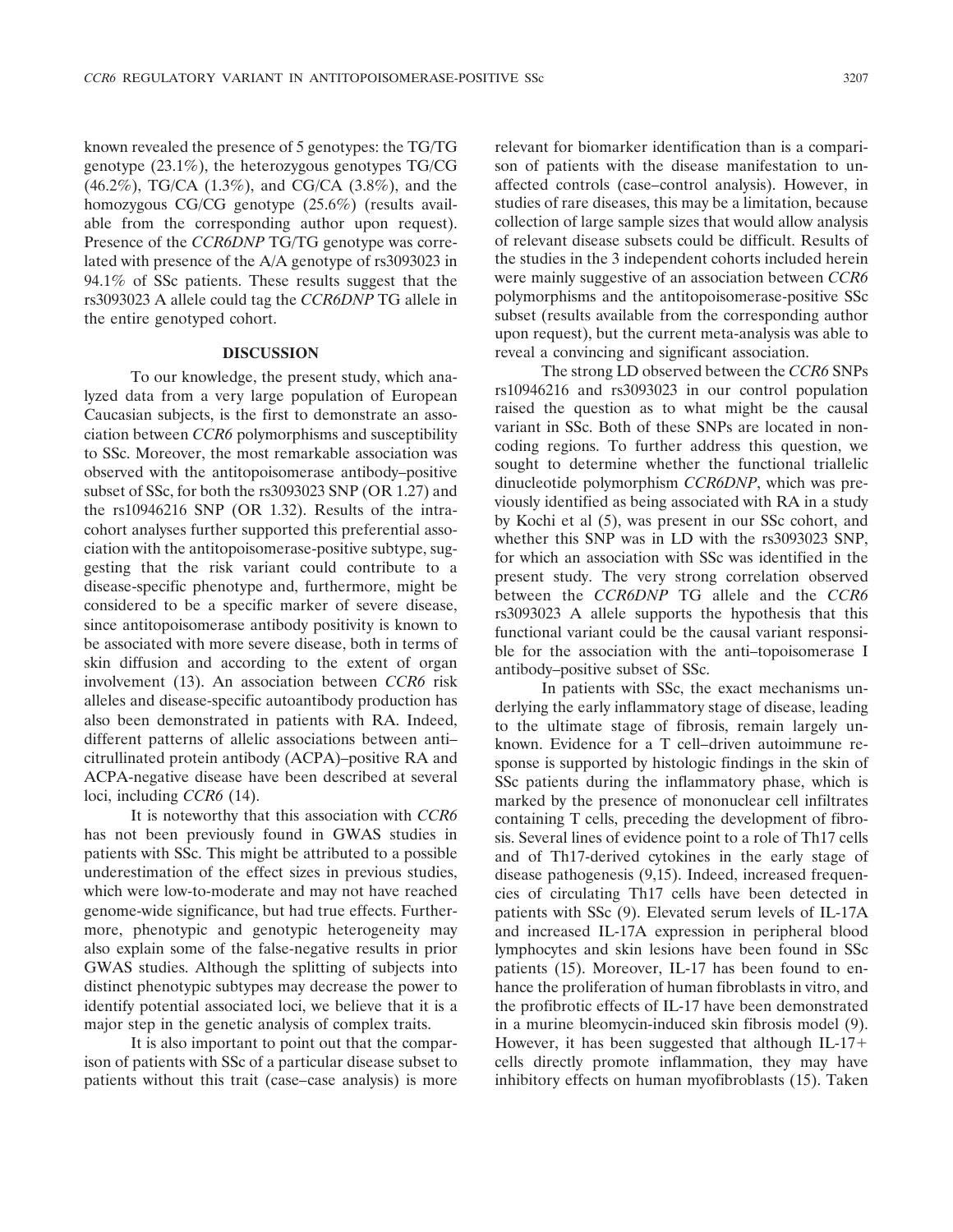known revealed the presence of 5 genotypes: the TG/TG genotype (23.1%), the heterozygous genotypes TG/CG (46.2%), TG/CA (1.3%), and CG/CA (3.8%), and the homozygous CG/CG genotype (25.6%) (results available from the corresponding author upon request). Presence of the *CCR6DNP* TG/TG genotype was correlated with presence of the A/A genotype of rs3093023 in 94.1% of SSc patients. These results suggest that the rs3093023 A allele could tag the *CCR6DNP* TG allele in the entire genotyped cohort.

## DISCUSSION

To our knowledge, the present study, which analyzed data from a very large population of European Caucasian subjects, is the first to demonstrate an association between *CCR6* polymorphisms and susceptibility to SSc. Moreover, the most remarkable association was observed with the antitopoisomerase antibody–positive subset of SSc, for both the rs3093023 SNP (OR 1.27) and the rs10946216 SNP (OR 1.32). Results of the intracohort analyses further supported this preferential association with the antitopoisomerase-positive subtype, suggesting that the risk variant could contribute to a disease-specific phenotype and, furthermore, might be considered to be a specific marker of severe disease, since antitopoisomerase antibody positivity is known to be associated with more severe disease, both in terms of skin diffusion and according to the extent of organ involvement (13). An association between *CCR6* risk alleles and disease-specific autoantibody production has also been demonstrated in patients with RA. Indeed, different patterns of allelic associations between anti–citrullinated protein antibody (ACPA)–positive RA and ACPA-negative disease have been described at several loci, including *CCR6* (14).

It is noteworthy that this association with *CCR6* has not been previously found in GWAS studies in patients with SSc. This might be attributed to a possible underestimation of the effect sizes in previous studies, which were low-to-moderate and may not have reached genome-wide significance, but had true effects. Furthermore, phenotypic and genotypic heterogeneity may also explain some of the false-negative results in prior GWAS studies. Although the splitting of subjects into distinct phenotypic subtypes may decrease the power to identify potential associated loci, we believe that it is a major step in the genetic analysis of complex traits.

It is also important to point out that the comparison of patients with SSc of a particular disease subset to patients without this trait (case–case analysis) is more relevant for biomarker identification than is a comparison of patients with the disease manifestation to unaffected controls (case–control analysis). However, in studies of rare diseases, this may be a limitation, because collection of large sample sizes that would allow analysis of relevant disease subsets could be difficult. Results of the studies in the 3 independent cohorts included herein were mainly suggestive of an association between *CCR6* polymorphisms and the antitopoisomerase-positive SSc subset (results available from the corresponding author upon request), but the current meta-analysis was able to reveal a convincing and significant association.

The strong LD observed between the *CCR6* SNPs rs10946216 and rs3093023 in our control population raised the question as to what might be the causal variant in SSc. Both of these SNPs are located in noncoding regions. To further address this question, we sought to determine whether the functional triallelic dinucleotide polymorphism *CCR6DNP*, which was previously identified as being associated with RA in a study by Kochi et al (5), was present in our SSc cohort, and whether this SNP was in LD with the rs3093023 SNP, for which an association with SSc was identified in the present study. The very strong correlation observed between the *CCR6DNP* TG allele and the *CCR6* rs3093023 A allele supports the hypothesis that this functional variant could be the causal variant responsible for the association with the anti–topoisomerase I antibody–positive subset of SSc.

In patients with SSc, the exact mechanisms underlying the early inflammatory stage of disease, leading to the ultimate stage of fibrosis, remain largely unknown. Evidence for a T cell–driven autoimmune response is supported by histologic findings in the skin of SSc patients during the inflammatory phase, which is marked by the presence of mononuclear cell infiltrates containing T cells, preceding the development of fibrosis. Several lines of evidence point to a role of Th17 cells and of Th17-derived cytokines in the early stage of disease pathogenesis (9,15). Indeed, increased frequencies of circulating Th17 cells have been detected in patients with SSc (9). Elevated serum levels of IL-17A and increased IL-17A expression in peripheral blood lymphocytes and skin lesions have been found in SSc patients (15). Moreover, IL-17 has been found to enhance the proliferation of human fibroblasts in vitro, and the profibrotic effects of IL-17 have been demonstrated in a murine bleomycin-induced skin fibrosis model (9). However, it has been suggested that although IL-17+ cells directly promote inflammation, they may have inhibitory effects on human myofibroblasts (15). Taken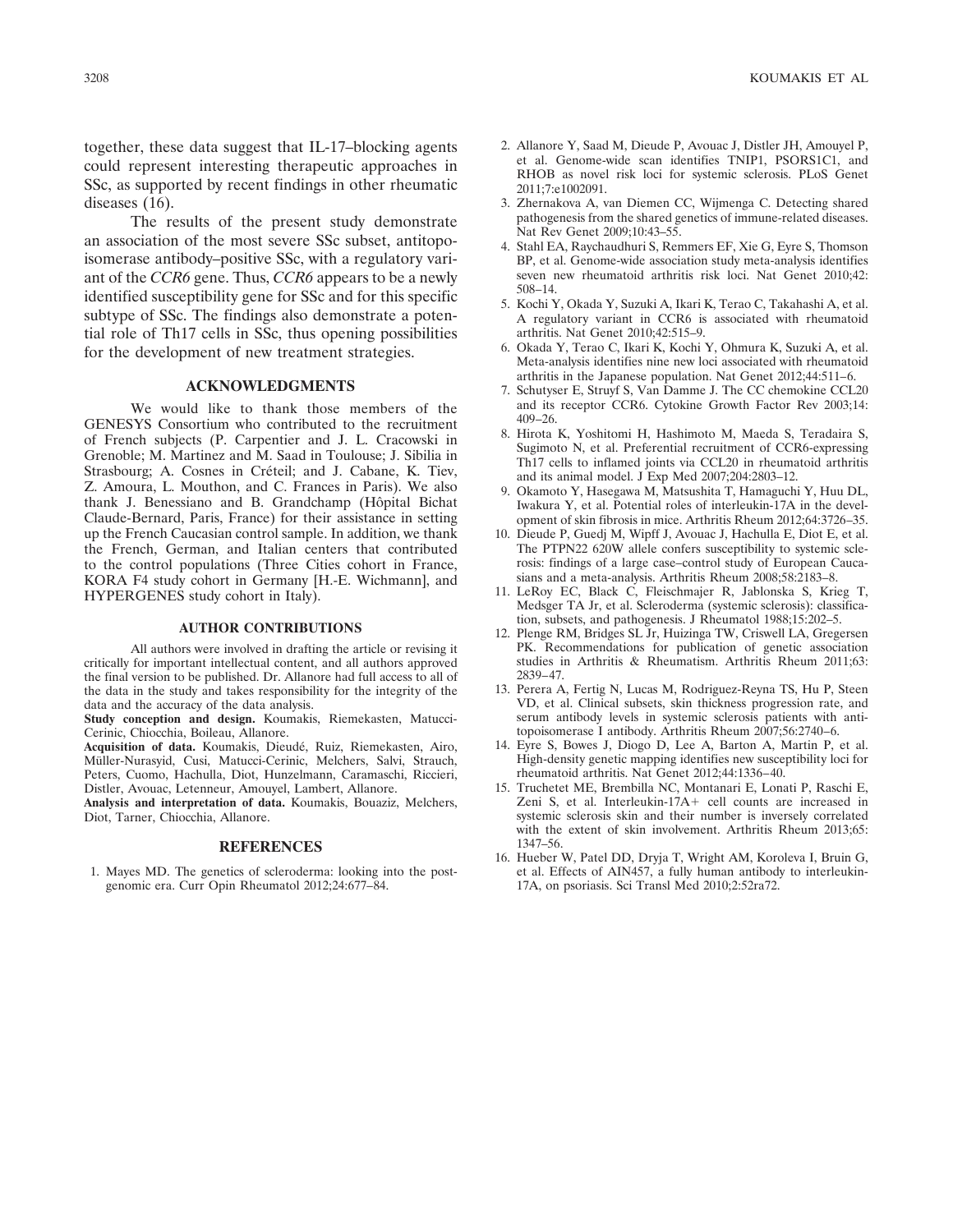together, these data suggest that IL-17–blocking agents could represent interesting therapeutic approaches in SSc, as supported by recent findings in other rheumatic diseases (16).

The results of the present study demonstrate an association of the most severe SSc subset, antitopoisomerase antibody–positive SSc, with a regulatory variant of the *CCR6* gene. Thus, *CCR6* appears to be a newly identified susceptibility gene for SSc and for this specific subtype of SSc. The findings also demonstrate a potential role of Th17 cells in SSc, thus opening possibilities for the development of new treatment strategies.

## ACKNOWLEDGMENTS

We would like to thank those members of the GENESYS Consortium who contributed to the recruitment of French subjects (P. Carpentier and J. L. Cracowski in Grenoble; M. Martinez and M. Saad in Toulouse; J. Sibilia in Strasbourg; A. Cosnes in Créteil; and J. Cabane, K. Tiev, Z. Amoura, L. Mouthon, and C. Frances in Paris). We also thank J. Benessiano and B. Grandchamp (Hôpital Bichat Claude-Bernard, Paris, France) for their assistance in setting up the French Caucasian control sample. In addition, we thank the French, German, and Italian centers that contributed to the control populations (Three Cities cohort in France, KORA F4 study cohort in Germany [H.-E. Wichmann], and HYPERGENES study cohort in Italy).

## AUTHOR CONTRIBUTIONS

All authors were involved in drafting the article or revising it critically for important intellectual content, and all authors approved the final version to be published. Dr. Allanore had full access to all of the data in the study and takes responsibility for the integrity of the data and the accuracy of the data analysis.

**Study conception and design.** Koumakis, Riemekasten, Matucci-Cerinic, Chiocchia, Boileau, Allanore.

**Acquisition of data.** Koumakis, Dieudé, Ruiz, Riemekasten, Airo, Müller-Nurasyid, Cusi, Matucci-Cerinic, Melchers, Salvi, Strauch, Peters, Cuomo, Hachulla, Diot, Hunzelmann, Caramaschi, Riccieri, Distler, Avouac, Letenneur, Amouyel, Lambert, Allanore.

**Analysis and interpretation of data.** Koumakis, Bouaziz, Melchers, Diot, Tarner, Chiocchia, Allanore.

## REFERENCES

1. Mayes MD. The genetics of scleroderma: looking into the postgenomic era. Curr Opin Rheumatol 2012;24:677–84.
2. Allanore Y, Saad M, Dieude P, Avouac J, Distler JH, Amouyel P, et al. Genome-wide scan identifies TNIP1, PSORS1C1, and RHOB as novel risk loci for systemic sclerosis. PLoS Genet 2011;7:e1002091.
3. Zhernakova A, van Diemen CC, Wijmenga C. Detecting shared pathogenesis from the shared genetics of immune-related diseases. Nat Rev Genet 2009;10:43–55.
4. Stahl EA, Raychaudhuri S, Remmers EF, Xie G, Eyre S, Thomson BP, et al. Genome-wide association study meta-analysis identifies seven new rheumatoid arthritis risk loci. Nat Genet 2010;42: 508–14.
5. Kochi Y, Okada Y, Suzuki A, Ikari K, Terao C, Takahashi A, et al. A regulatory variant in CCR6 is associated with rheumatoid arthritis. Nat Genet 2010;42:515–9.
6. Okada Y, Terao C, Ikari K, Kochi Y, Ohmura K, Suzuki A, et al. Meta-analysis identifies nine new loci associated with rheumatoid arthritis in the Japanese population. Nat Genet 2012;44:511–6.
7. Schutyser E, Struyf S, Van Damme J. The CC chemokine CCL20 and its receptor CCR6. Cytokine Growth Factor Rev 2003;14: 409–26.
8. Hirota K, Yoshitomi H, Hashimoto M, Maeda S, Teradaira S, Sugimoto N, et al. Preferential recruitment of CCR6-expressing Th17 cells to inflamed joints via CCL20 in rheumatoid arthritis and its animal model. J Exp Med 2007;204:2803–12.
9. Okamoto Y, Hasegawa M, Matsushita T, Hamaguchi Y, Huu DL, Iwakura Y, et al. Potential roles of interleukin-17A in the development of skin fibrosis in mice. Arthritis Rheum 2012;64:3726–35.
10. Dieude P, Guedj M, Wipff J, Avouac J, Hachulla E, Diot E, et al. The PTPN22 620W allele confers susceptibility to systemic sclerosis: findings of a large case–control study of European Caucasians and a meta-analysis. Arthritis Rheum 2008;58:2183–8.
11. LeRoy EC, Black C, Fleischmajer R, Jablonska S, Krieg T, Medsger TA Jr, et al. Scleroderma (systemic sclerosis): classification, subsets, and pathogenesis. J Rheumatol 1988;15:202–5.
12. Plenge RM, Bridges SL Jr, Huizinga TW, Criswell LA, Gregersen PK. Recommendations for publication of genetic association studies in Arthritis & Rheumatism. Arthritis Rheum 2011;63: 2839–47.
13. Perera A, Fertig N, Lucas M, Rodriguez-Reyna TS, Hu P, Steen VD, et al. Clinical subsets, skin thickness progression rate, and serum antibody levels in systemic sclerosis patients with anti-topoisomerase I antibody. Arthritis Rheum 2007;56:2740–6.
14. Eyre S, Bowes J, Diogo D, Lee A, Barton A, Martin P, et al. High-density genetic mapping identifies new susceptibility loci for rheumatoid arthritis. Nat Genet 2012;44:1336–40.
15. Truchetet ME, Brembilla NC, Montanari E, Lonati P, Raschi E, Zeni S, et al. Interleukin-17A+ cell counts are increased in systemic sclerosis skin and their number is inversely correlated with the extent of skin involvement. Arthritis Rheum 2013;65: 1347–56.
16. Hueber W, Patel DD, Dryja T, Wright AM, Koroleva I, Bruin G, et al. Effects of AIN457, a fully human antibody to interleukin-17A, on psoriasis. Sci Transl Med 2010;2:52ra72.